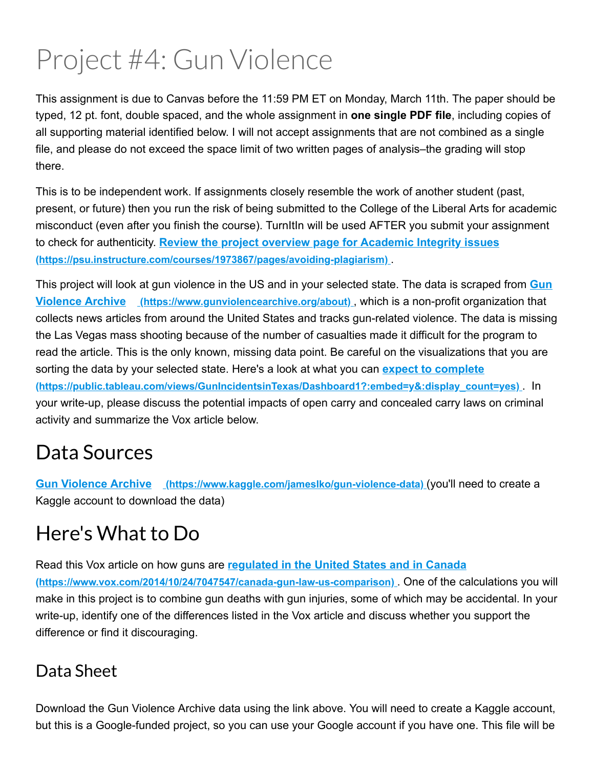# Project #4: Gun Violence

This assignment is due to Canvas before the 11:59 PM ET on Monday, March 11th. The paper should be typed, 12 pt. font, double spaced, and the whole assignment in **one single PDF file**, including copies of all supporting material identified below. I will not accept assignments that are not combined as a single file, and please do not exceed the space limit of two written pages of analysis–the grading will stop there.

This is to be independent work. If assignments closely resemble the work of another student (past, present, or future) then you run the risk of being submitted to the College of the Liberal Arts for academic misconduct (even after you finish the course). TurnItIn will be used AFTER you submit your assignment to check for authenticity. [Review the project overview page for Academic Integrity issues (https://psu.instructure.com/courses/1973867/pages/avoiding-plagiarism)](https://psu.instructure.com/courses/1973867/pages/avoiding-plagiarism).

This project will look at gun violence in the US and in your selected state. The data is scraped from [Gun Violence Archive (https://www.gunviolencearchive.org/about)](https://www.gunviolencearchive.org/about), which is a non-profit organization that collects news articles from around the United States and tracks gun-related violence. The data is missing the Las Vegas mass shooting because of the number of casualties made it difficult for the program to read the article. This is the only known, missing data point. Be careful on the visualizations that you are sorting the data by your selected state. Here's a look at what you can [expect to complete (https://public.tableau.com/views/GunIncidentsinTexas/Dashboard1?:embed=y&:display_count=yes)](https://public.tableau.com/views/GunIncidentsinTexas/Dashboard1?:embed=y&:display_count=yes). In your write-up, please discuss the potential impacts of open carry and concealed carry laws on criminal activity and summarize the Vox article below.

## Data Sources

[Gun Violence Archive (https://www.kaggle.com/jameslko/gun-violence-data)](https://www.kaggle.com/jameslko/gun-violence-data) (you'll need to create a Kaggle account to download the data)

## Here's What to Do

Read this Vox article on how guns are [regulated in the United States and in Canada (https://www.vox.com/2014/10/24/7047547/canada-gun-law-us-comparison)](https://www.vox.com/2014/10/24/7047547/canada-gun-law-us-comparison). One of the calculations you will make in this project is to combine gun deaths with gun injuries, some of which may be accidental. In your write-up, identify one of the differences listed in the Vox article and discuss whether you support the difference or find it discouraging.

### Data Sheet

Download the Gun Violence Archive data using the link above. You will need to create a Kaggle account, but this is a Google-funded project, so you can use your Google account if you have one. This file will be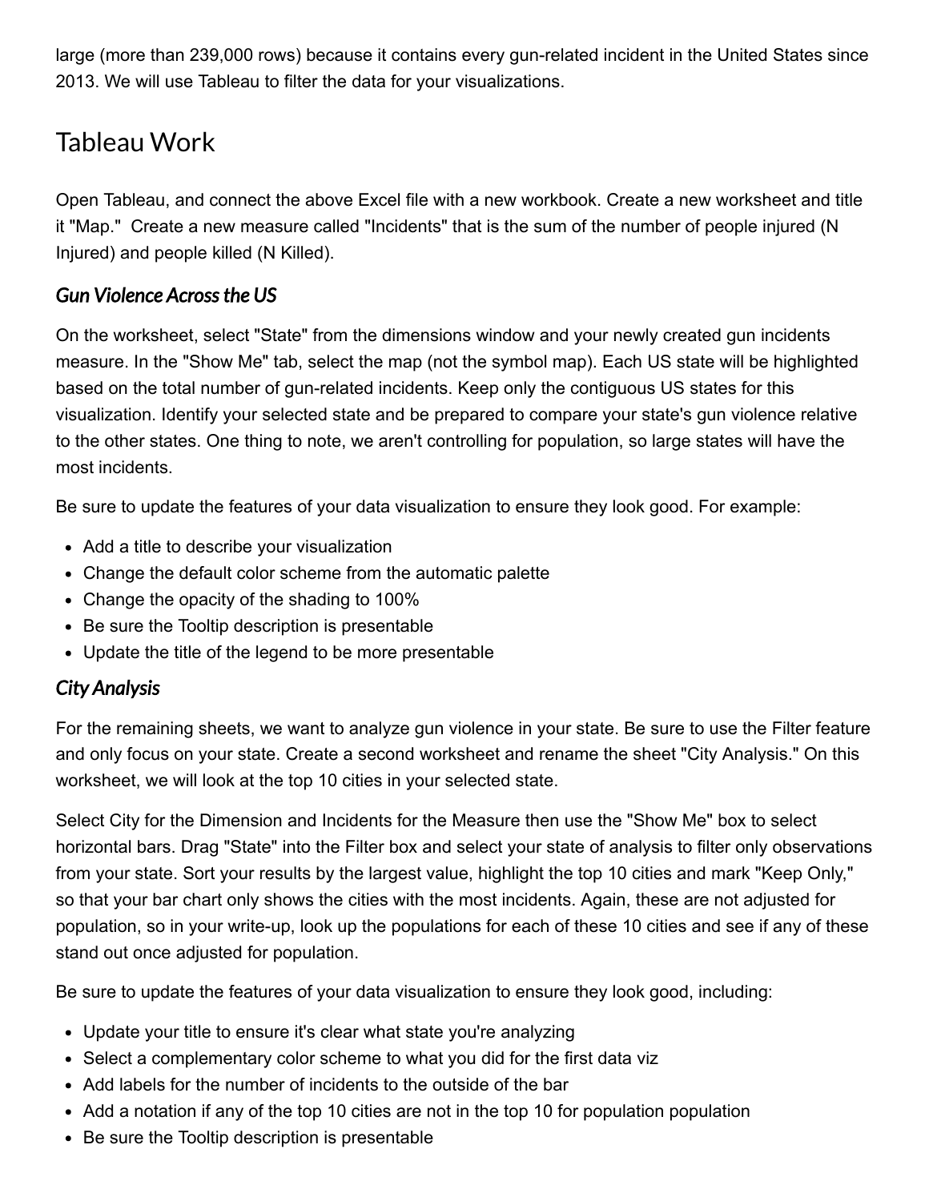large (more than 239,000 rows) because it contains every gun-related incident in the United States since 2013. We will use Tableau to filter the data for your visualizations.

## Tableau Work

Open Tableau, and connect the above Excel file with a new workbook. Create a new worksheet and title it "Map." Create a new measure called "Incidents" that is the sum of the number of people injured (N Injured) and people killed (N Killed).

### *Gun Violence Across the US*

On the worksheet, select "State" from the dimensions window and your newly created gun incidents measure. In the "Show Me" tab, select the map (not the symbol map). Each US state will be highlighted based on the total number of gun-related incidents. Keep only the contiguous US states for this visualization. Identify your selected state and be prepared to compare your state's gun violence relative to the other states. One thing to note, we aren't controlling for population, so large states will have the most incidents.

Be sure to update the features of your data visualization to ensure they look good. For example:

- Add a title to describe your visualization
- Change the default color scheme from the automatic palette
- Change the opacity of the shading to 100%
- Be sure the Tooltip description is presentable
- Update the title of the legend to be more presentable

### *City Analysis*

For the remaining sheets, we want to analyze gun violence in your state. Be sure to use the Filter feature and only focus on your state. Create a second worksheet and rename the sheet "City Analysis." On this worksheet, we will look at the top 10 cities in your selected state.

Select City for the Dimension and Incidents for the Measure then use the "Show Me" box to select horizontal bars. Drag "State" into the Filter box and select your state of analysis to filter only observations from your state. Sort your results by the largest value, highlight the top 10 cities and mark "Keep Only," so that your bar chart only shows the cities with the most incidents. Again, these are not adjusted for population, so in your write-up, look up the populations for each of these 10 cities and see if any of these stand out once adjusted for population.

Be sure to update the features of your data visualization to ensure they look good, including:

- Update your title to ensure it's clear what state you're analyzing
- Select a complementary color scheme to what you did for the first data viz
- Add labels for the number of incidents to the outside of the bar
- Add a notation if any of the top 10 cities are not in the top 10 for population population
- Be sure the Tooltip description is presentable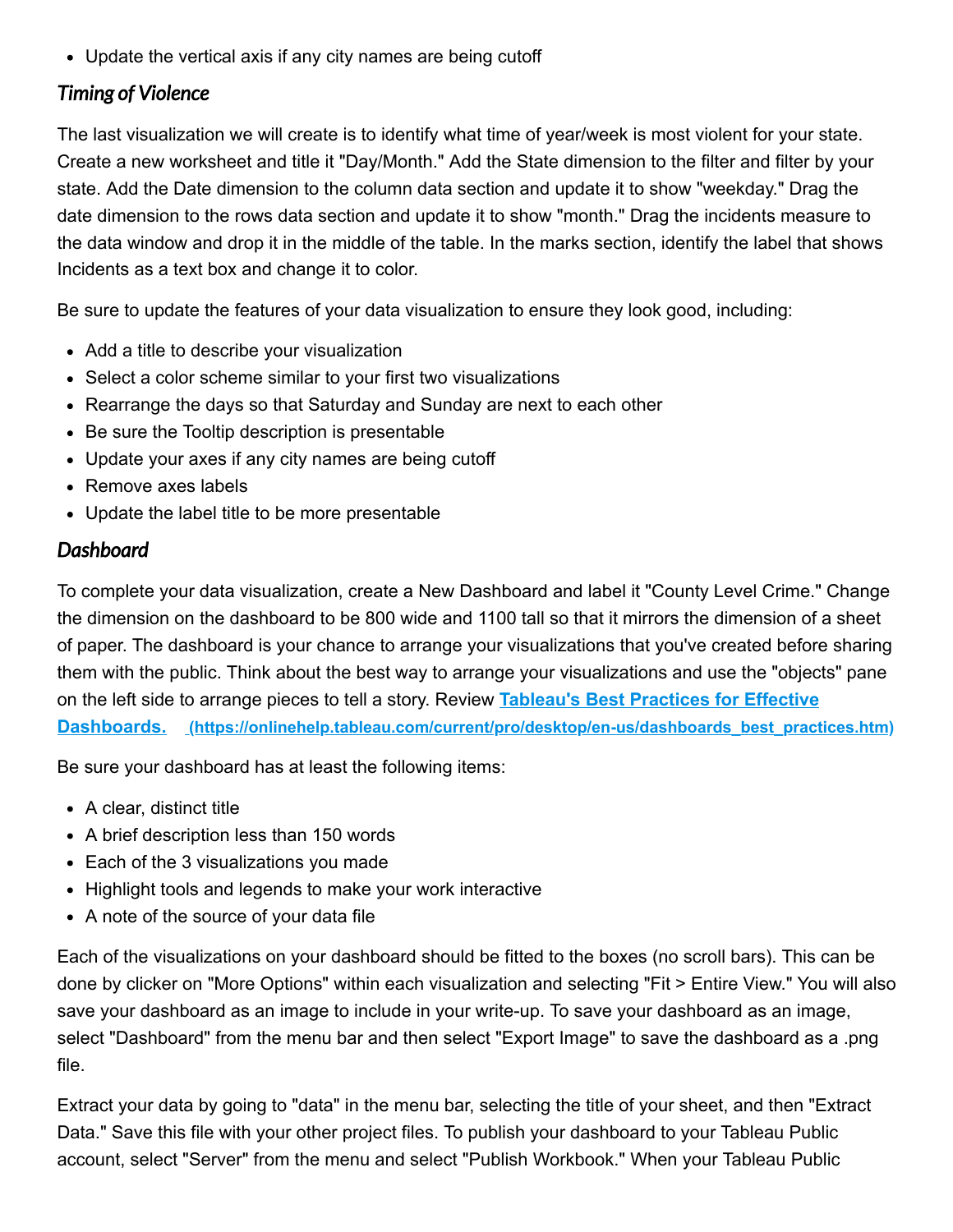- Update the vertical axis if any city names are being cutoff

### *Timing of Violence*

The last visualization we will create is to identify what time of year/week is most violent for your state. Create a new worksheet and title it "Day/Month." Add the State dimension to the filter and filter by your state. Add the Date dimension to the column data section and update it to show "weekday." Drag the date dimension to the rows data section and update it to show "month." Drag the incidents measure to the data window and drop it in the middle of the table. In the marks section, identify the label that shows Incidents as a text box and change it to color.

Be sure to update the features of your data visualization to ensure they look good, including:

- Add a title to describe your visualization
- Select a color scheme similar to your first two visualizations
- Rearrange the days so that Saturday and Sunday are next to each other
- Be sure the Tooltip description is presentable
- Update your axes if any city names are being cutoff
- Remove axes labels
- Update the label title to be more presentable

### *Dashboard*

To complete your data visualization, create a New Dashboard and label it "County Level Crime." Change the dimension on the dashboard to be 800 wide and 1100 tall so that it mirrors the dimension of a sheet of paper. The dashboard is your chance to arrange your visualizations that you've created before sharing them with the public. Think about the best way to arrange your visualizations and use the "objects" pane on the left side to arrange pieces to tell a story. Review **[Tableau's Best Practices for Effective Dashboards.](https://onlinehelp.tableau.com/current/pro/desktop/en-us/dashboards_best_practices.htm)** **(https://onlinehelp.tableau.com/current/pro/desktop/en-us/dashboards_best_practices.htm)**

Be sure your dashboard has at least the following items:

- A clear, distinct title
- A brief description less than 150 words
- Each of the 3 visualizations you made
- Highlight tools and legends to make your work interactive
- A note of the source of your data file

Each of the visualizations on your dashboard should be fitted to the boxes (no scroll bars). This can be done by clicker on "More Options" within each visualization and selecting "Fit > Entire View." You will also save your dashboard as an image to include in your write-up. To save your dashboard as an image, select "Dashboard" from the menu bar and then select "Export Image" to save the dashboard as a .png file.

Extract your data by going to "data" in the menu bar, selecting the title of your sheet, and then "Extract Data." Save this file with your other project files. To publish your dashboard to your Tableau Public account, select "Server" from the menu and select "Publish Workbook." When your Tableau Public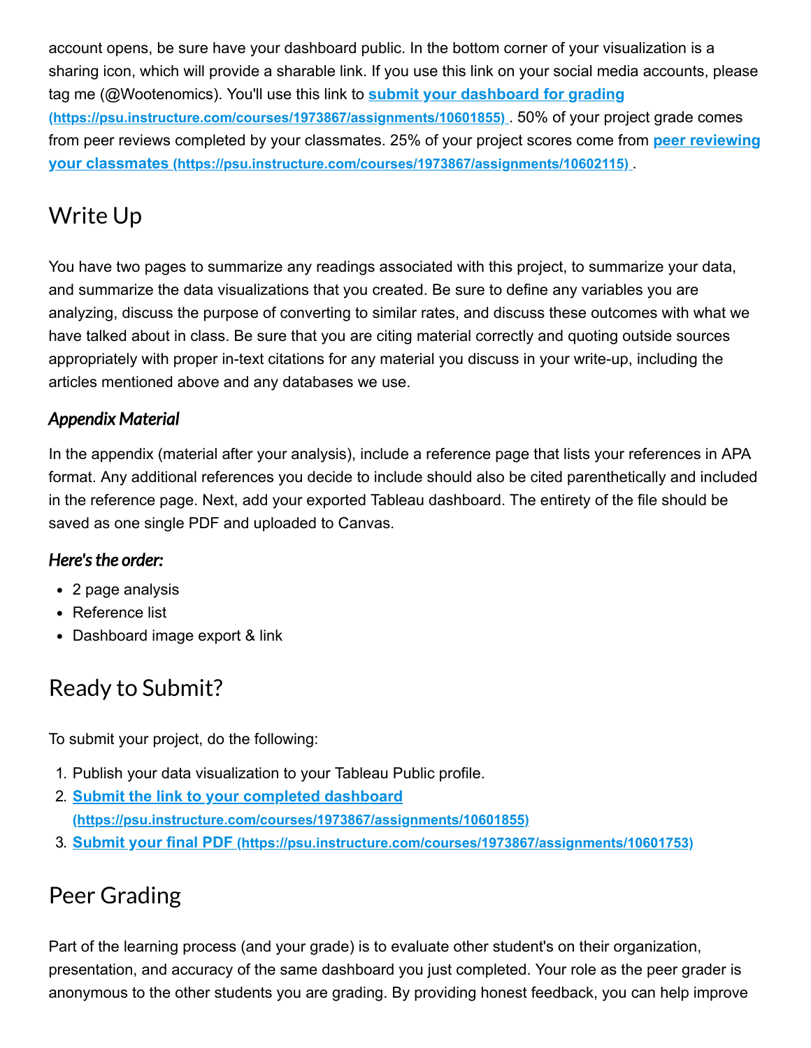account opens, be sure have your dashboard public. In the bottom corner of your visualization is a sharing icon, which will provide a sharable link. If you use this link on your social media accounts, please tag me (@Wootenomics). You'll use this link to **[submit your dashboard for grading](https://psu.instructure.com/courses/1973867/assignments/10601855)** **(https://psu.instructure.com/courses/1973867/assignments/10601855)** . 50% of your project grade comes from peer reviews completed by your classmates. 25% of your project scores come from **[peer reviewing your classmates](https://psu.instructure.com/courses/1973867/assignments/10602115)** **(https://psu.instructure.com/courses/1973867/assignments/10602115)** .

## Write Up

You have two pages to summarize any readings associated with this project, to summarize your data, and summarize the data visualizations that you created. Be sure to define any variables you are analyzing, discuss the purpose of converting to similar rates, and discuss these outcomes with what we have talked about in class. Be sure that you are citing material correctly and quoting outside sources appropriately with proper in-text citations for any material you discuss in your write-up, including the articles mentioned above and any databases we use.

### *Appendix Material*

In the appendix (material after your analysis), include a reference page that lists your references in APA format. Any additional references you decide to include should also be cited parenthetically and included in the reference page. Next, add your exported Tableau dashboard. The entirety of the file should be saved as one single PDF and uploaded to Canvas.

### *Here's the order:*

- 2 page analysis
- Reference list
- Dashboard image export & link

## Ready to Submit?

To submit your project, do the following:

1. Publish your data visualization to your Tableau Public profile.
2. **[Submit the link to your completed dashboard](https://psu.instructure.com/courses/1973867/assignments/10601855)** **(https://psu.instructure.com/courses/1973867/assignments/10601855)**
3. **[Submit your final PDF](https://psu.instructure.com/courses/1973867/assignments/10601753)** **(https://psu.instructure.com/courses/1973867/assignments/10601753)**

## Peer Grading

Part of the learning process (and your grade) is to evaluate other student's on their organization, presentation, and accuracy of the same dashboard you just completed. Your role as the peer grader is anonymous to the other students you are grading. By providing honest feedback, you can help improve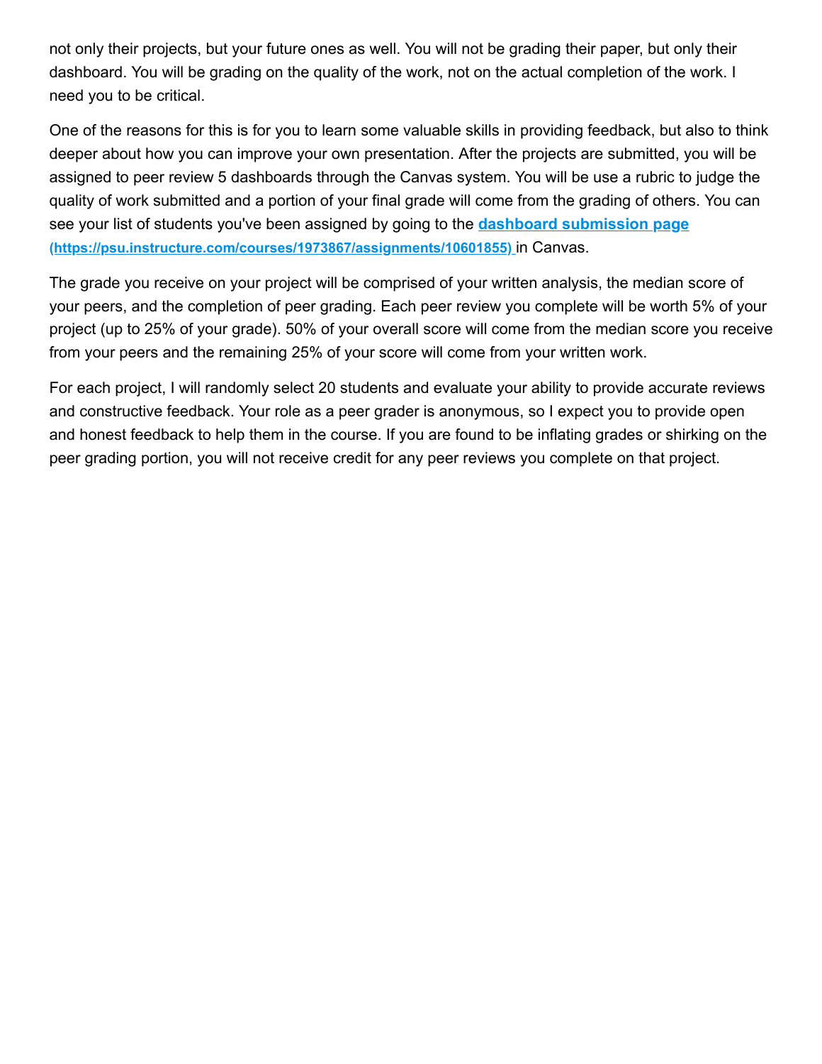not only their projects, but your future ones as well. You will not be grading their paper, but only their dashboard. You will be grading on the quality of the work, not on the actual completion of the work. I need you to be critical.

One of the reasons for this is for you to learn some valuable skills in providing feedback, but also to think deeper about how you can improve your own presentation. After the projects are submitted, you will be assigned to peer review 5 dashboards through the Canvas system. You will be use a rubric to judge the quality of work submitted and a portion of your final grade will come from the grading of others. You can see your list of students you've been assigned by going to the **[dashboard submission page](https://psu.instructure.com/courses/1973867/assignments/10601855)** **(https://psu.instructure.com/courses/1973867/assignments/10601855)** in Canvas.

The grade you receive on your project will be comprised of your written analysis, the median score of your peers, and the completion of peer grading. Each peer review you complete will be worth 5% of your project (up to 25% of your grade). 50% of your overall score will come from the median score you receive from your peers and the remaining 25% of your score will come from your written work.

For each project, I will randomly select 20 students and evaluate your ability to provide accurate reviews and constructive feedback. Your role as a peer grader is anonymous, so I expect you to provide open and honest feedback to help them in the course. If you are found to be inflating grades or shirking on the peer grading portion, you will not receive credit for any peer reviews you complete on that project.